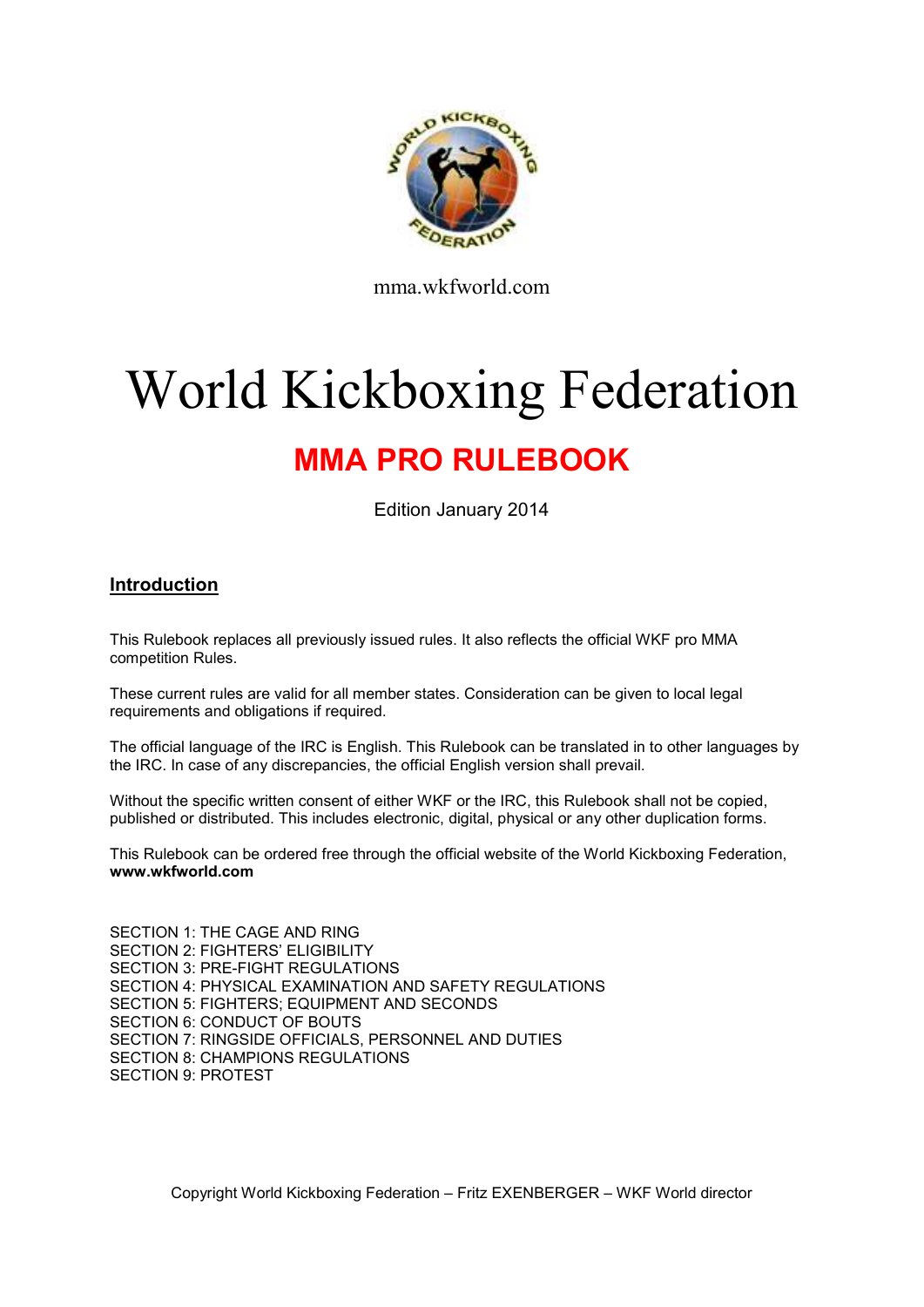mma.wkfworld.com

# World Kickboxing Federation

## MMA PRO RULEBOOK

Edition January 2014

### Introduction

This Rulebook replaces all previously issued rules. It also reflects the official WKF pro MMA competition Rules.

These current rules are valid for all member states. Consideration can be given to local legal requirements and obligations if required.

The official language of the IRC is English. This Rulebook can be translated in to other languages by the IRC. In case of any discrepancies, the official English version shall prevail.

Without the specific written consent of either WKF or the IRC, this Rulebook shall not be copied, published or distributed. This includes electronic, digital, physical or any other duplication forms.

This Rulebook can be ordered free through the official website of the World Kickboxing Federation, **www.wkfworld.com**

SECTION 1: THE CAGE AND RING
SECTION 2: FIGHTERS' ELIGIBILITY
SECTION 3: PRE-FIGHT REGULATIONS
SECTION 4: PHYSICAL EXAMINATION AND SAFETY REGULATIONS
SECTION 5: FIGHTERS; EQUIPMENT AND SECONDS
SECTION 6: CONDUCT OF BOUTS
SECTION 7: RINGSIDE OFFICIALS, PERSONNEL AND DUTIES
SECTION 8: CHAMPIONS REGULATIONS
SECTION 9: PROTEST

Copyright World Kickboxing Federation – Fritz EXENBERGER – WKF World director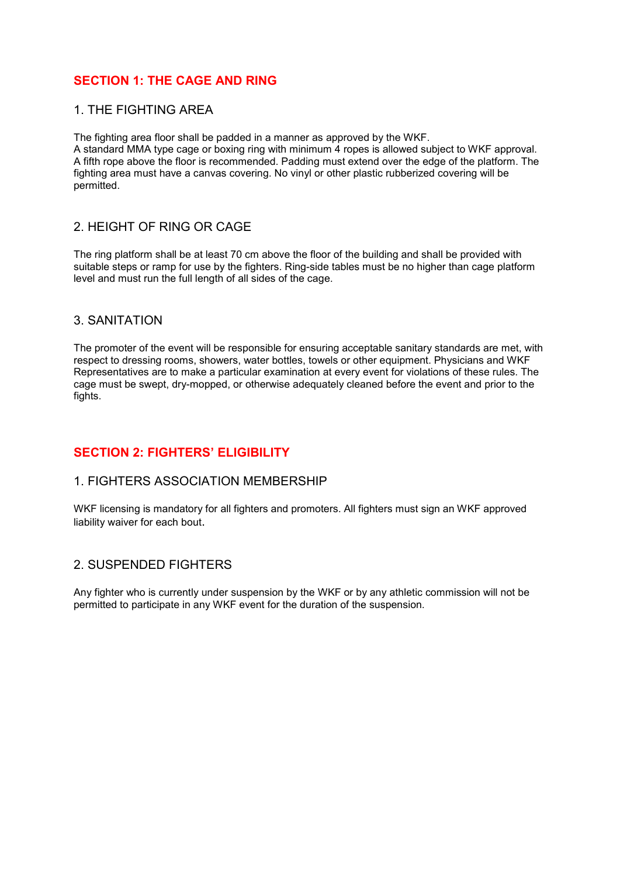## SECTION 1: THE CAGE AND RING

### 1. THE FIGHTING AREA

The fighting area floor shall be padded in a manner as approved by the WKF.
A standard MMA type cage or boxing ring with minimum 4 ropes is allowed subject to WKF approval. A fifth rope above the floor is recommended. Padding must extend over the edge of the platform. The fighting area must have a canvas covering. No vinyl or other plastic rubberized covering will be permitted.

### 2. HEIGHT OF RING OR CAGE

The ring platform shall be at least 70 cm above the floor of the building and shall be provided with suitable steps or ramp for use by the fighters. Ring-side tables must be no higher than cage platform level and must run the full length of all sides of the cage.

### 3. SANITATION

The promoter of the event will be responsible for ensuring acceptable sanitary standards are met, with respect to dressing rooms, showers, water bottles, towels or other equipment. Physicians and WKF Representatives are to make a particular examination at every event for violations of these rules. The cage must be swept, dry-mopped, or otherwise adequately cleaned before the event and prior to the fights.

## SECTION 2: FIGHTERS' ELIGIBILITY

### 1. FIGHTERS ASSOCIATION MEMBERSHIP

WKF licensing is mandatory for all fighters and promoters. All fighters must sign an WKF approved liability waiver for each bout.

### 2. SUSPENDED FIGHTERS

Any fighter who is currently under suspension by the WKF or by any athletic commission will not be permitted to participate in any WKF event for the duration of the suspension.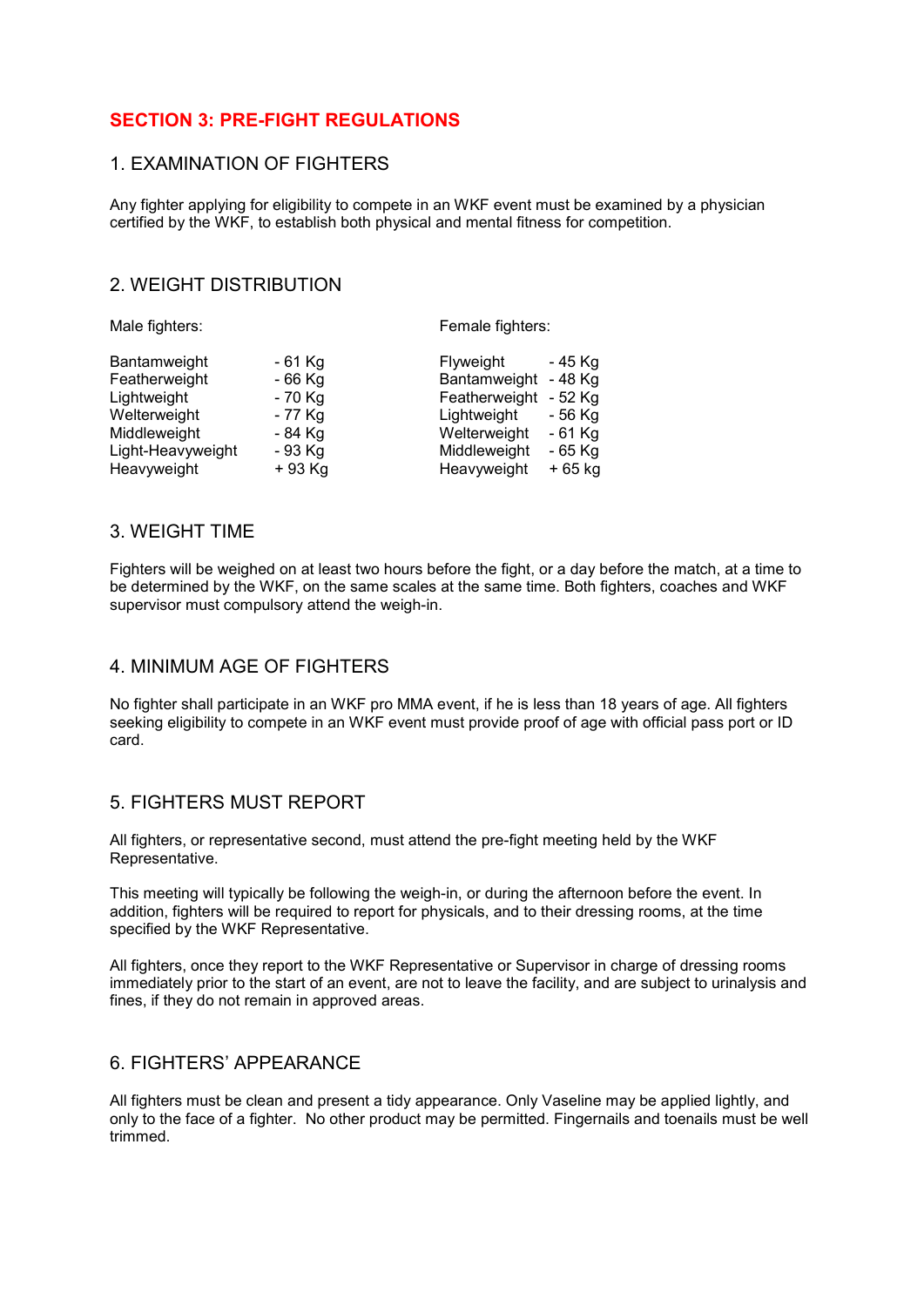## SECTION 3: PRE-FIGHT REGULATIONS

### 1. EXAMINATION OF FIGHTERS

Any fighter applying for eligibility to compete in an WKF event must be examined by a physician certified by the WKF, to establish both physical and mental fitness for competition.

### 2. WEIGHT DISTRIBUTION

| Male fighters: | | Female fighters: | |
|---|---|---|---|
| Bantamweight | - 61 Kg | Flyweight | - 45 Kg |
| Featherweight | - 66 Kg | Bantamweight | - 48 Kg |
| Lightweight | - 70 Kg | Featherweight | - 52 Kg |
| Welterweight | - 77 Kg | Lightweight | - 56 Kg |
| Middleweight | - 84 Kg | Welterweight | - 61 Kg |
| Light-Heavyweight | - 93 Kg | Middleweight | - 65 Kg |
| Heavyweight | + 93 Kg | Heavyweight | + 65 kg |

### 3. WEIGHT TIME

Fighters will be weighed on at least two hours before the fight, or a day before the match, at a time to be determined by the WKF, on the same scales at the same time. Both fighters, coaches and WKF supervisor must compulsory attend the weigh-in.

### 4. MINIMUM AGE OF FIGHTERS

No fighter shall participate in an WKF pro MMA event, if he is less than 18 years of age. All fighters seeking eligibility to compete in an WKF event must provide proof of age with official pass port or ID card.

### 5. FIGHTERS MUST REPORT

All fighters, or representative second, must attend the pre-fight meeting held by the WKF Representative.

This meeting will typically be following the weigh-in, or during the afternoon before the event. In addition, fighters will be required to report for physicals, and to their dressing rooms, at the time specified by the WKF Representative.

All fighters, once they report to the WKF Representative or Supervisor in charge of dressing rooms immediately prior to the start of an event, are not to leave the facility, and are subject to urinalysis and fines, if they do not remain in approved areas.

### 6. FIGHTERS' APPEARANCE

All fighters must be clean and present a tidy appearance. Only Vaseline may be applied lightly, and only to the face of a fighter. No other product may be permitted. Fingernails and toenails must be well trimmed.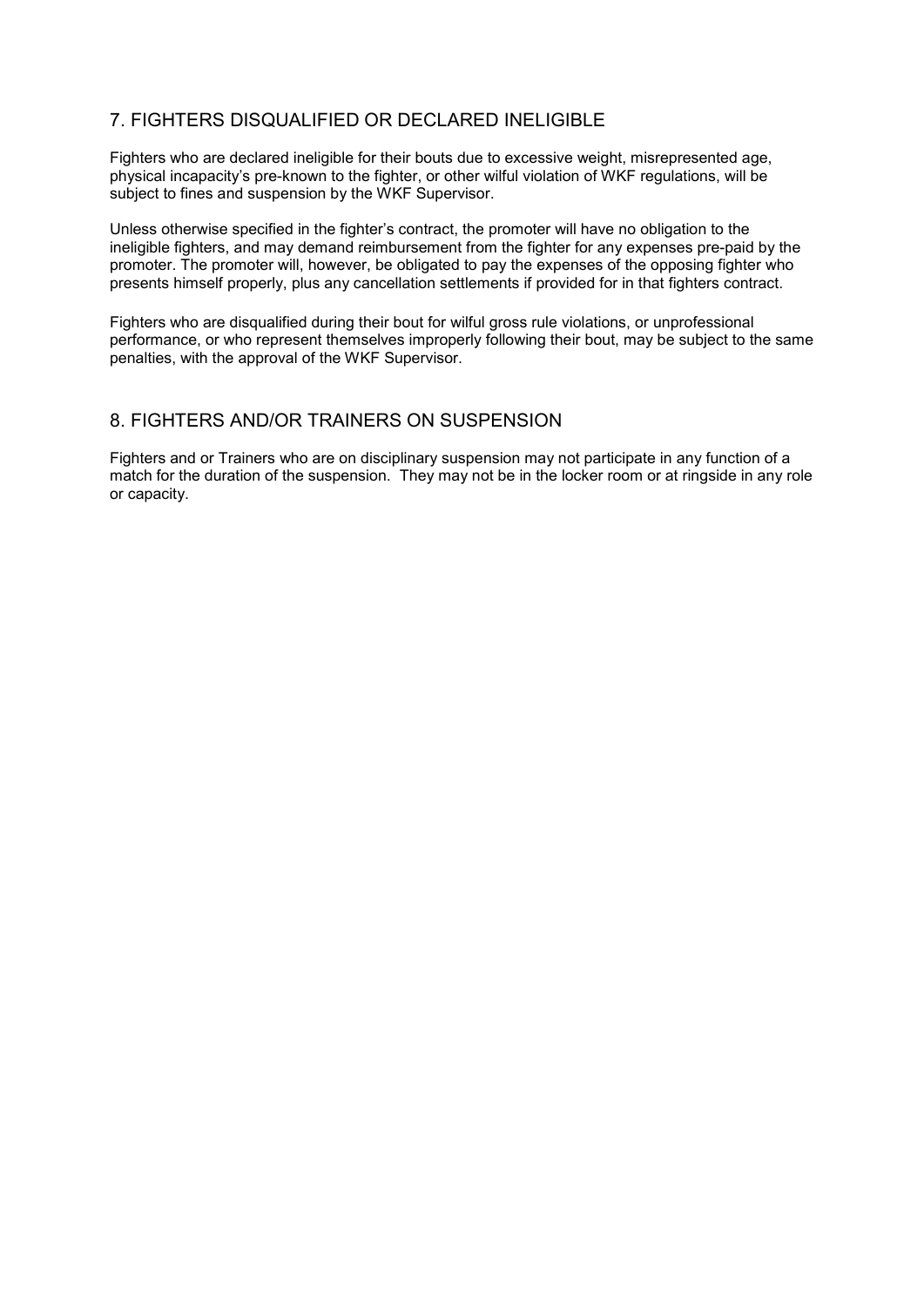## 7. FIGHTERS DISQUALIFIED OR DECLARED INELIGIBLE

Fighters who are declared ineligible for their bouts due to excessive weight, misrepresented age, physical incapacity's pre-known to the fighter, or other wilful violation of WKF regulations, will be subject to fines and suspension by the WKF Supervisor.

Unless otherwise specified in the fighter's contract, the promoter will have no obligation to the ineligible fighters, and may demand reimbursement from the fighter for any expenses pre-paid by the promoter. The promoter will, however, be obligated to pay the expenses of the opposing fighter who presents himself properly, plus any cancellation settlements if provided for in that fighters contract.

Fighters who are disqualified during their bout for wilful gross rule violations, or unprofessional performance, or who represent themselves improperly following their bout, may be subject to the same penalties, with the approval of the WKF Supervisor.

## 8. FIGHTERS AND/OR TRAINERS ON SUSPENSION

Fighters and or Trainers who are on disciplinary suspension may not participate in any function of a match for the duration of the suspension. They may not be in the locker room or at ringside in any role or capacity.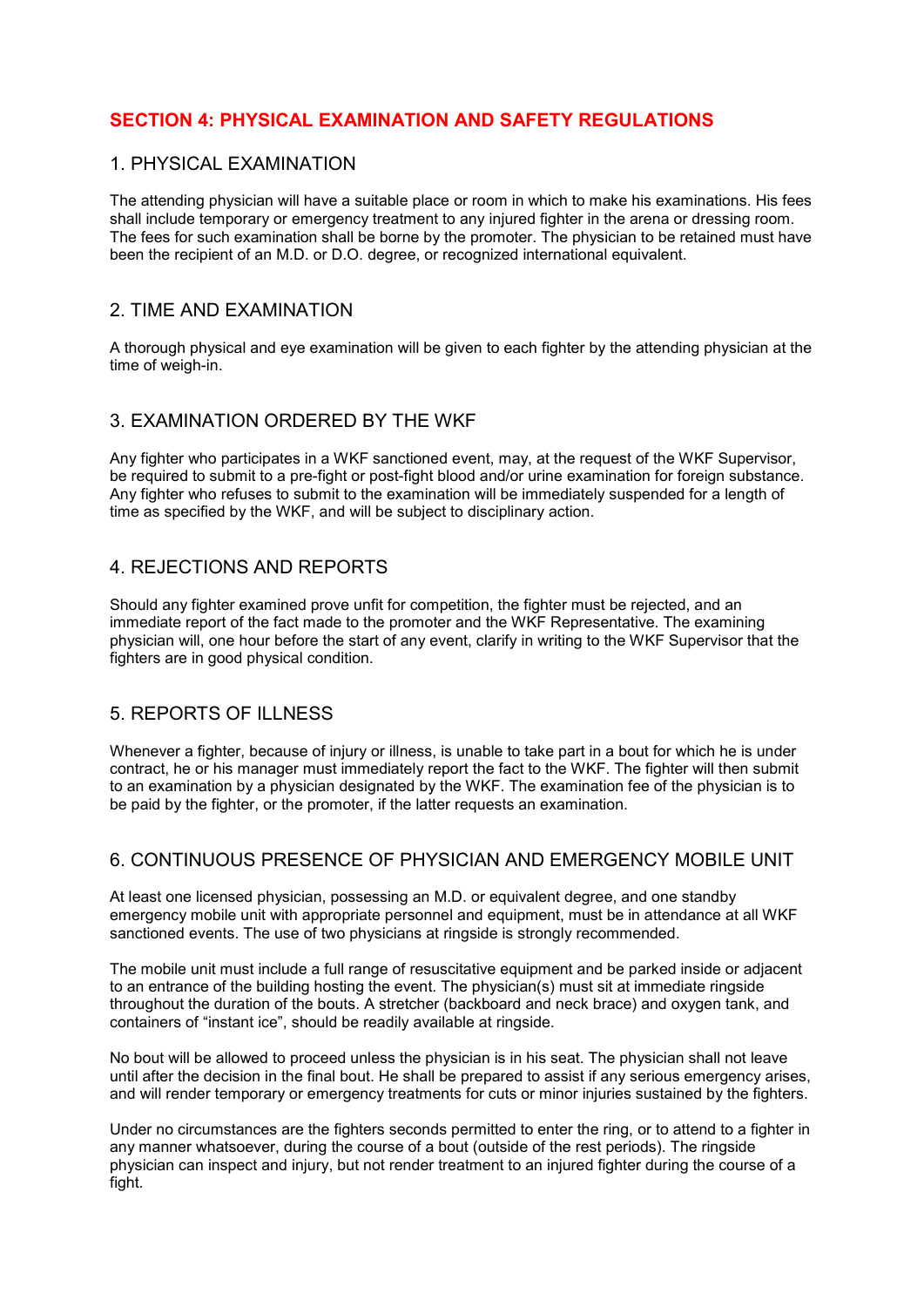# SECTION 4: PHYSICAL EXAMINATION AND SAFETY REGULATIONS

## 1. PHYSICAL EXAMINATION

The attending physician will have a suitable place or room in which to make his examinations. His fees shall include temporary or emergency treatment to any injured fighter in the arena or dressing room. The fees for such examination shall be borne by the promoter. The physician to be retained must have been the recipient of an M.D. or D.O. degree, or recognized international equivalent.

## 2. TIME AND EXAMINATION

A thorough physical and eye examination will be given to each fighter by the attending physician at the time of weigh-in.

## 3. EXAMINATION ORDERED BY THE WKF

Any fighter who participates in a WKF sanctioned event, may, at the request of the WKF Supervisor, be required to submit to a pre-fight or post-fight blood and/or urine examination for foreign substance. Any fighter who refuses to submit to the examination will be immediately suspended for a length of time as specified by the WKF, and will be subject to disciplinary action.

## 4. REJECTIONS AND REPORTS

Should any fighter examined prove unfit for competition, the fighter must be rejected, and an immediate report of the fact made to the promoter and the WKF Representative. The examining physician will, one hour before the start of any event, clarify in writing to the WKF Supervisor that the fighters are in good physical condition.

## 5. REPORTS OF ILLNESS

Whenever a fighter, because of injury or illness, is unable to take part in a bout for which he is under contract, he or his manager must immediately report the fact to the WKF. The fighter will then submit to an examination by a physician designated by the WKF. The examination fee of the physician is to be paid by the fighter, or the promoter, if the latter requests an examination.

## 6. CONTINUOUS PRESENCE OF PHYSICIAN AND EMERGENCY MOBILE UNIT

At least one licensed physician, possessing an M.D. or equivalent degree, and one standby emergency mobile unit with appropriate personnel and equipment, must be in attendance at all WKF sanctioned events. The use of two physicians at ringside is strongly recommended.

The mobile unit must include a full range of resuscitative equipment and be parked inside or adjacent to an entrance of the building hosting the event. The physician(s) must sit at immediate ringside throughout the duration of the bouts. A stretcher (backboard and neck brace) and oxygen tank, and containers of "instant ice", should be readily available at ringside.

No bout will be allowed to proceed unless the physician is in his seat. The physician shall not leave until after the decision in the final bout. He shall be prepared to assist if any serious emergency arises, and will render temporary or emergency treatments for cuts or minor injuries sustained by the fighters.

Under no circumstances are the fighters seconds permitted to enter the ring, or to attend to a fighter in any manner whatsoever, during the course of a bout (outside of the rest periods). The ringside physician can inspect and injury, but not render treatment to an injured fighter during the course of a fight.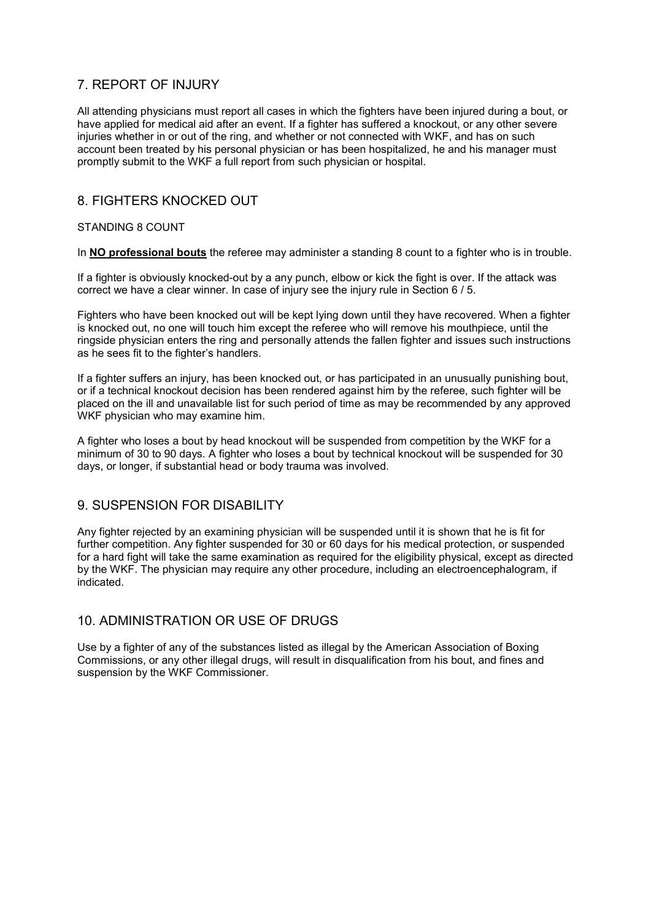## 7. REPORT OF INJURY

All attending physicians must report all cases in which the fighters have been injured during a bout, or have applied for medical aid after an event. If a fighter has suffered a knockout, or any other severe injuries whether in or out of the ring, and whether or not connected with WKF, and has on such account been treated by his personal physician or has been hospitalized, he and his manager must promptly submit to the WKF a full report from such physician or hospital.

## 8. FIGHTERS KNOCKED OUT

STANDING 8 COUNT

In **NO professional bouts** the referee may administer a standing 8 count to a fighter who is in trouble.

If a fighter is obviously knocked-out by a any punch, elbow or kick the fight is over. If the attack was correct we have a clear winner. In case of injury see the injury rule in Section 6 / 5.

Fighters who have been knocked out will be kept lying down until they have recovered. When a fighter is knocked out, no one will touch him except the referee who will remove his mouthpiece, until the ringside physician enters the ring and personally attends the fallen fighter and issues such instructions as he sees fit to the fighter's handlers.

If a fighter suffers an injury, has been knocked out, or has participated in an unusually punishing bout, or if a technical knockout decision has been rendered against him by the referee, such fighter will be placed on the ill and unavailable list for such period of time as may be recommended by any approved WKF physician who may examine him.

A fighter who loses a bout by head knockout will be suspended from competition by the WKF for a minimum of 30 to 90 days. A fighter who loses a bout by technical knockout will be suspended for 30 days, or longer, if substantial head or body trauma was involved.

## 9. SUSPENSION FOR DISABILITY

Any fighter rejected by an examining physician will be suspended until it is shown that he is fit for further competition. Any fighter suspended for 30 or 60 days for his medical protection, or suspended for a hard fight will take the same examination as required for the eligibility physical, except as directed by the WKF. The physician may require any other procedure, including an electroencephalogram, if indicated.

## 10. ADMINISTRATION OR USE OF DRUGS

Use by a fighter of any of the substances listed as illegal by the American Association of Boxing Commissions, or any other illegal drugs, will result in disqualification from his bout, and fines and suspension by the WKF Commissioner.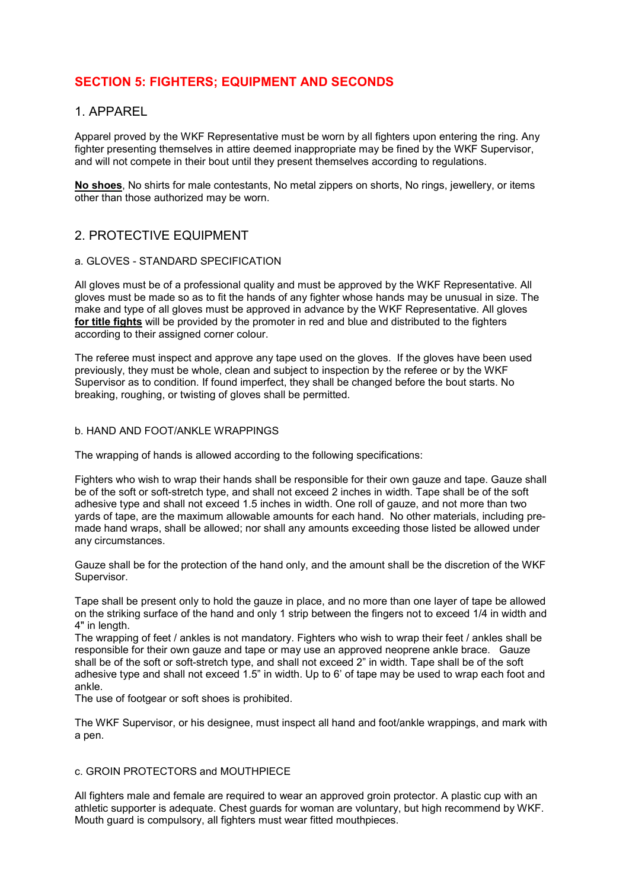# SECTION 5: FIGHTERS; EQUIPMENT AND SECONDS

## 1. APPAREL

Apparel proved by the WKF Representative must be worn by all fighters upon entering the ring. Any fighter presenting themselves in attire deemed inappropriate may be fined by the WKF Supervisor, and will not compete in their bout until they present themselves according to regulations.

**No shoes**, No shirts for male contestants, No metal zippers on shorts, No rings, jewellery, or items other than those authorized may be worn.

## 2. PROTECTIVE EQUIPMENT

### a. GLOVES - STANDARD SPECIFICATION

All gloves must be of a professional quality and must be approved by the WKF Representative. All gloves must be made so as to fit the hands of any fighter whose hands may be unusual in size. The make and type of all gloves must be approved in advance by the WKF Representative. All gloves **for title fights** will be provided by the promoter in red and blue and distributed to the fighters according to their assigned corner colour.

The referee must inspect and approve any tape used on the gloves. If the gloves have been used previously, they must be whole, clean and subject to inspection by the referee or by the WKF Supervisor as to condition. If found imperfect, they shall be changed before the bout starts. No breaking, roughing, or twisting of gloves shall be permitted.

### b. HAND AND FOOT/ANKLE WRAPPINGS

The wrapping of hands is allowed according to the following specifications:

Fighters who wish to wrap their hands shall be responsible for their own gauze and tape. Gauze shall be of the soft or soft-stretch type, and shall not exceed 2 inches in width. Tape shall be of the soft adhesive type and shall not exceed 1.5 inches in width. One roll of gauze, and not more than two yards of tape, are the maximum allowable amounts for each hand. No other materials, including pre-made hand wraps, shall be allowed; nor shall any amounts exceeding those listed be allowed under any circumstances.

Gauze shall be for the protection of the hand only, and the amount shall be the discretion of the WKF Supervisor.

Tape shall be present only to hold the gauze in place, and no more than one layer of tape be allowed on the striking surface of the hand and only 1 strip between the fingers not to exceed 1/4 in width and 4" in length.
The wrapping of feet / ankles is not mandatory. Fighters who wish to wrap their feet / ankles shall be responsible for their own gauze and tape or may use an approved neoprene ankle brace. Gauze shall be of the soft or soft-stretch type, and shall not exceed 2" in width. Tape shall be of the soft adhesive type and shall not exceed 1.5" in width. Up to 6' of tape may be used to wrap each foot and ankle.
The use of footgear or soft shoes is prohibited.

The WKF Supervisor, or his designee, must inspect all hand and foot/ankle wrappings, and mark with a pen.

### c. GROIN PROTECTORS and MOUTHPIECE

All fighters male and female are required to wear an approved groin protector. A plastic cup with an athletic supporter is adequate. Chest guards for woman are voluntary, but high recommend by WKF. Mouth guard is compulsory, all fighters must wear fitted mouthpieces.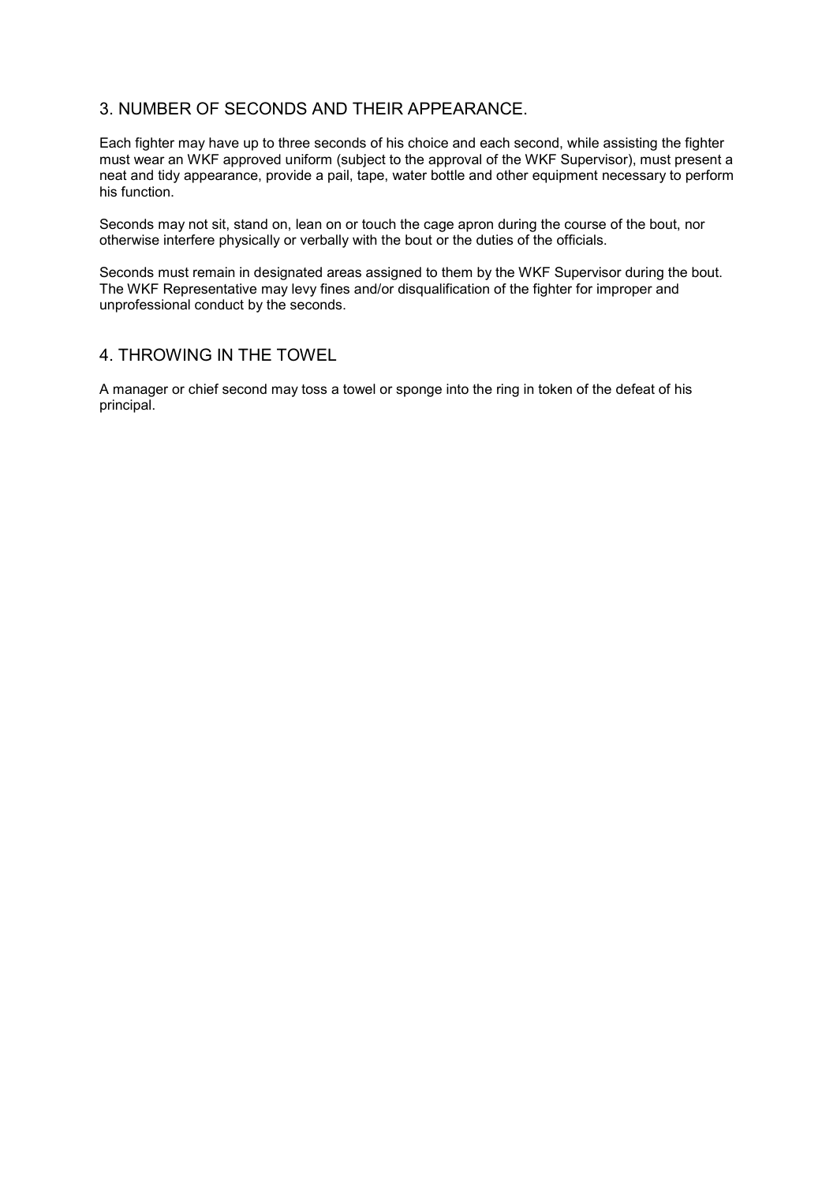## 3. NUMBER OF SECONDS AND THEIR APPEARANCE.

Each fighter may have up to three seconds of his choice and each second, while assisting the fighter must wear an WKF approved uniform (subject to the approval of the WKF Supervisor), must present a neat and tidy appearance, provide a pail, tape, water bottle and other equipment necessary to perform his function.

Seconds may not sit, stand on, lean on or touch the cage apron during the course of the bout, nor otherwise interfere physically or verbally with the bout or the duties of the officials.

Seconds must remain in designated areas assigned to them by the WKF Supervisor during the bout. The WKF Representative may levy fines and/or disqualification of the fighter for improper and unprofessional conduct by the seconds.

## 4. THROWING IN THE TOWEL

A manager or chief second may toss a towel or sponge into the ring in token of the defeat of his principal.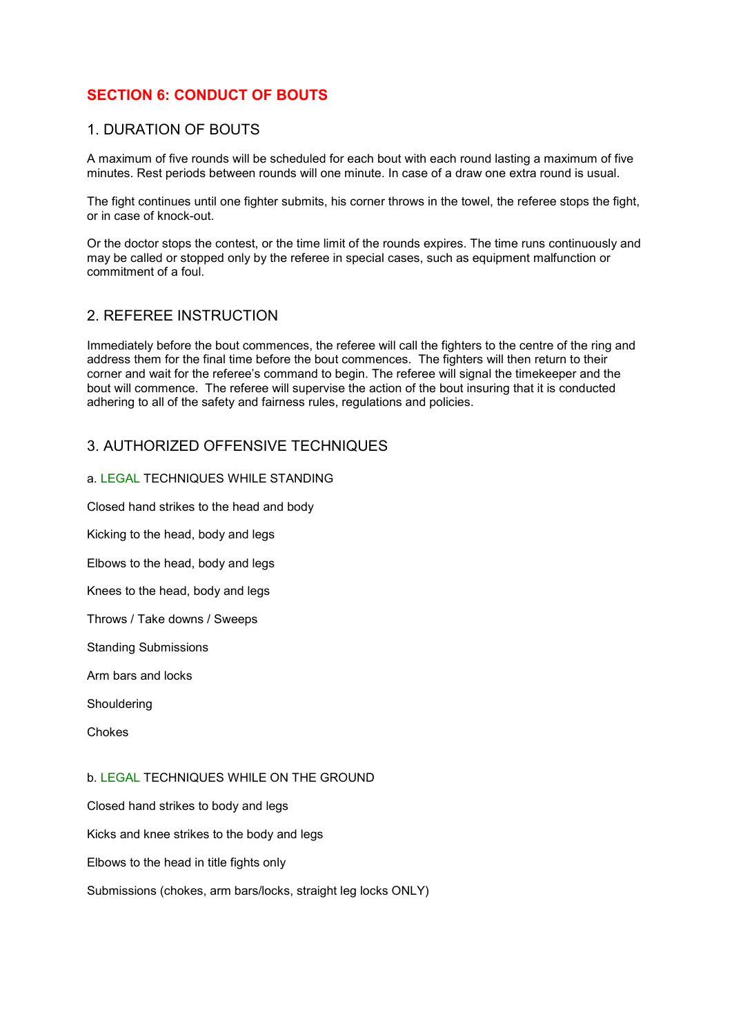## SECTION 6: CONDUCT OF BOUTS

### 1. DURATION OF BOUTS

A maximum of five rounds will be scheduled for each bout with each round lasting a maximum of five minutes. Rest periods between rounds will one minute. In case of a draw one extra round is usual.

The fight continues until one fighter submits, his corner throws in the towel, the referee stops the fight, or in case of knock-out.

Or the doctor stops the contest, or the time limit of the rounds expires. The time runs continuously and may be called or stopped only by the referee in special cases, such as equipment malfunction or commitment of a foul.

### 2. REFEREE INSTRUCTION

Immediately before the bout commences, the referee will call the fighters to the centre of the ring and address them for the final time before the bout commences. The fighters will then return to their corner and wait for the referee's command to begin. The referee will signal the timekeeper and the bout will commence. The referee will supervise the action of the bout insuring that it is conducted adhering to all of the safety and fairness rules, regulations and policies.

### 3. AUTHORIZED OFFENSIVE TECHNIQUES

#### a. LEGAL TECHNIQUES WHILE STANDING

Closed hand strikes to the head and body

Kicking to the head, body and legs

Elbows to the head, body and legs

Knees to the head, body and legs

Throws / Take downs / Sweeps

Standing Submissions

Arm bars and locks

Shouldering

Chokes

#### b. LEGAL TECHNIQUES WHILE ON THE GROUND

Closed hand strikes to body and legs

Kicks and knee strikes to the body and legs

Elbows to the head in title fights only

Submissions (chokes, arm bars/locks, straight leg locks ONLY)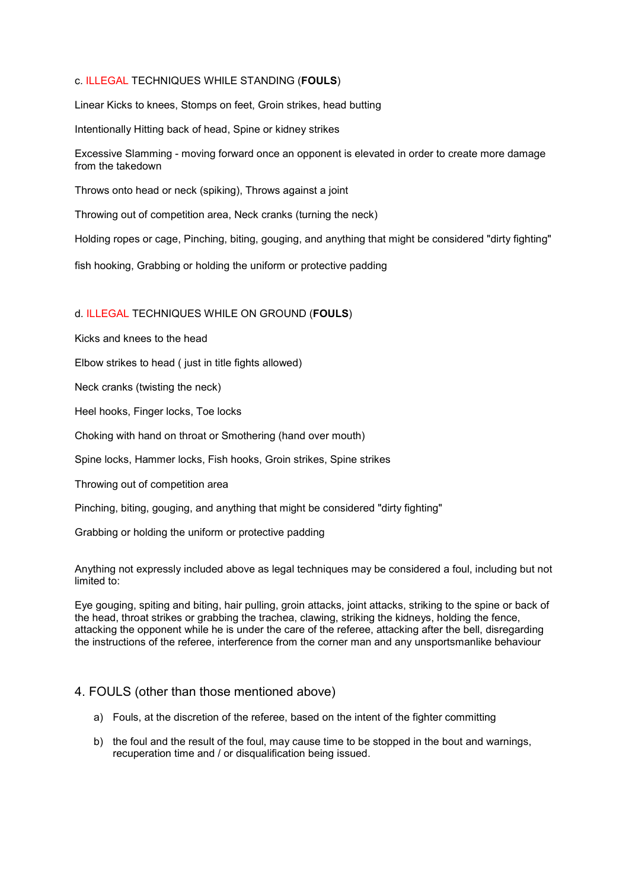c. ILLEGAL TECHNIQUES WHILE STANDING (**FOULS**)

Linear Kicks to knees, Stomps on feet, Groin strikes, head butting

Intentionally Hitting back of head, Spine or kidney strikes

Excessive Slamming - moving forward once an opponent is elevated in order to create more damage from the takedown

Throws onto head or neck (spiking), Throws against a joint

Throwing out of competition area, Neck cranks (turning the neck)

Holding ropes or cage, Pinching, biting, gouging, and anything that might be considered "dirty fighting"

fish hooking, Grabbing or holding the uniform or protective padding

d. ILLEGAL TECHNIQUES WHILE ON GROUND (**FOULS**)

Kicks and knees to the head

Elbow strikes to head ( just in title fights allowed)

Neck cranks (twisting the neck)

Heel hooks, Finger locks, Toe locks

Choking with hand on throat or Smothering (hand over mouth)

Spine locks, Hammer locks, Fish hooks, Groin strikes, Spine strikes

Throwing out of competition area

Pinching, biting, gouging, and anything that might be considered "dirty fighting"

Grabbing or holding the uniform or protective padding

Anything not expressly included above as legal techniques may be considered a foul, including but not limited to:

Eye gouging, spiting and biting, hair pulling, groin attacks, joint attacks, striking to the spine or back of the head, throat strikes or grabbing the trachea, clawing, striking the kidneys, holding the fence, attacking the opponent while he is under the care of the referee, attacking after the bell, disregarding the instructions of the referee, interference from the corner man and any unsportsmanlike behaviour

## 4. FOULS (other than those mentioned above)

a) Fouls, at the discretion of the referee, based on the intent of the fighter committing

b) the foul and the result of the foul, may cause time to be stopped in the bout and warnings, recuperation time and / or disqualification being issued.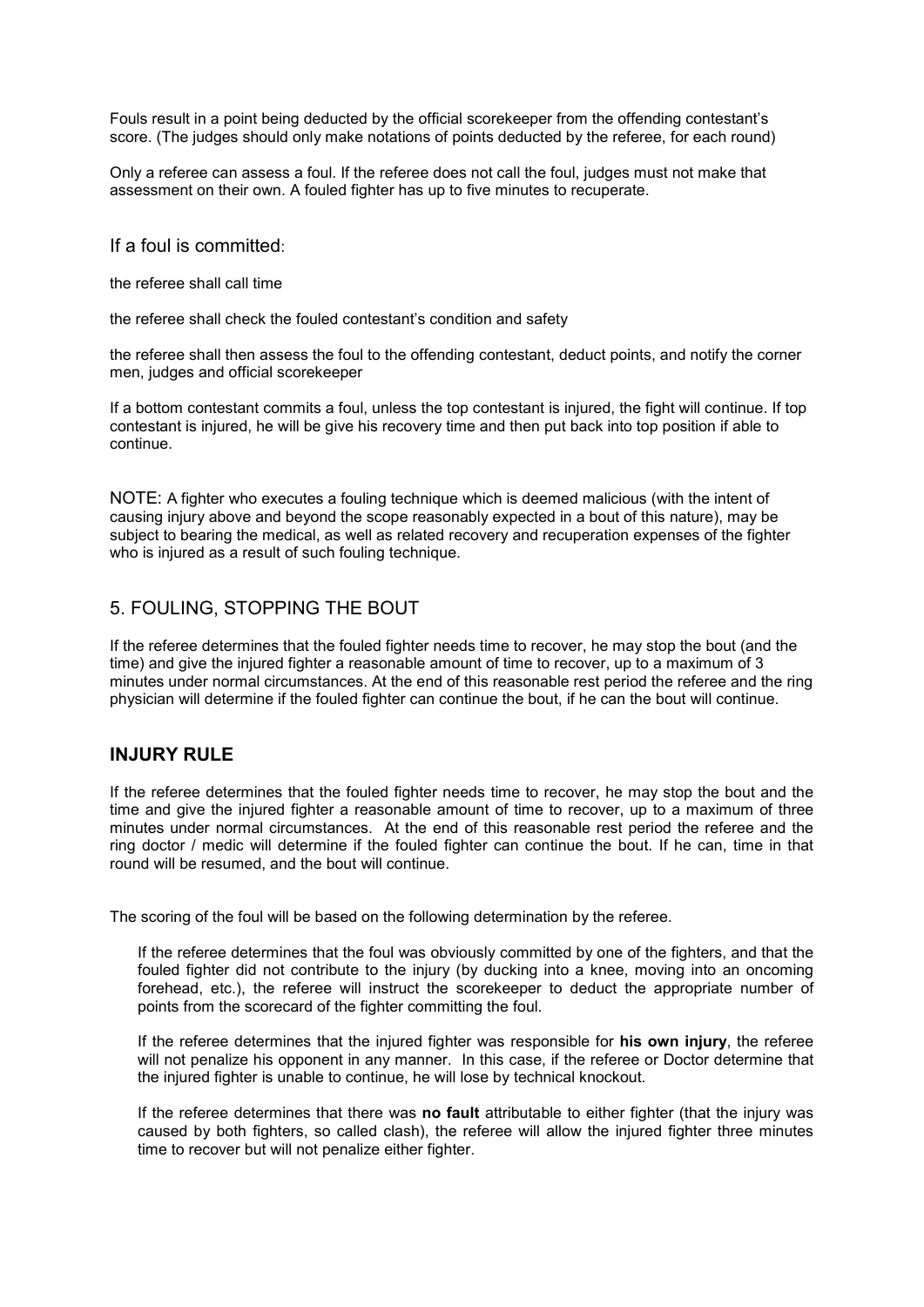Fouls result in a point being deducted by the official scorekeeper from the offending contestant's score. (The judges should only make notations of points deducted by the referee, for each round)

Only a referee can assess a foul. If the referee does not call the foul, judges must not make that assessment on their own. A fouled fighter has up to five minutes to recuperate.

If a foul is committed:

the referee shall call time

the referee shall check the fouled contestant's condition and safety

the referee shall then assess the foul to the offending contestant, deduct points, and notify the corner men, judges and official scorekeeper

If a bottom contestant commits a foul, unless the top contestant is injured, the fight will continue. If top contestant is injured, he will be give his recovery time and then put back into top position if able to continue.

NOTE: A fighter who executes a fouling technique which is deemed malicious (with the intent of causing injury above and beyond the scope reasonably expected in a bout of this nature), may be subject to bearing the medical, as well as related recovery and recuperation expenses of the fighter who is injured as a result of such fouling technique.

## 5. FOULING, STOPPING THE BOUT

If the referee determines that the fouled fighter needs time to recover, he may stop the bout (and the time) and give the injured fighter a reasonable amount of time to recover, up to a maximum of 3 minutes under normal circumstances. At the end of this reasonable rest period the referee and the ring physician will determine if the fouled fighter can continue the bout, if he can the bout will continue.

## INJURY RULE

If the referee determines that the fouled fighter needs time to recover, he may stop the bout and the time and give the injured fighter a reasonable amount of time to recover, up to a maximum of three minutes under normal circumstances. At the end of this reasonable rest period the referee and the ring doctor / medic will determine if the fouled fighter can continue the bout. If he can, time in that round will be resumed, and the bout will continue.

The scoring of the foul will be based on the following determination by the referee.

If the referee determines that the foul was obviously committed by one of the fighters, and that the fouled fighter did not contribute to the injury (by ducking into a knee, moving into an oncoming forehead, etc.), the referee will instruct the scorekeeper to deduct the appropriate number of points from the scorecard of the fighter committing the foul.

If the referee determines that the injured fighter was responsible for **his own injury**, the referee will not penalize his opponent in any manner. In this case, if the referee or Doctor determine that the injured fighter is unable to continue, he will lose by technical knockout.

If the referee determines that there was **no fault** attributable to either fighter (that the injury was caused by both fighters, so called clash), the referee will allow the injured fighter three minutes time to recover but will not penalize either fighter.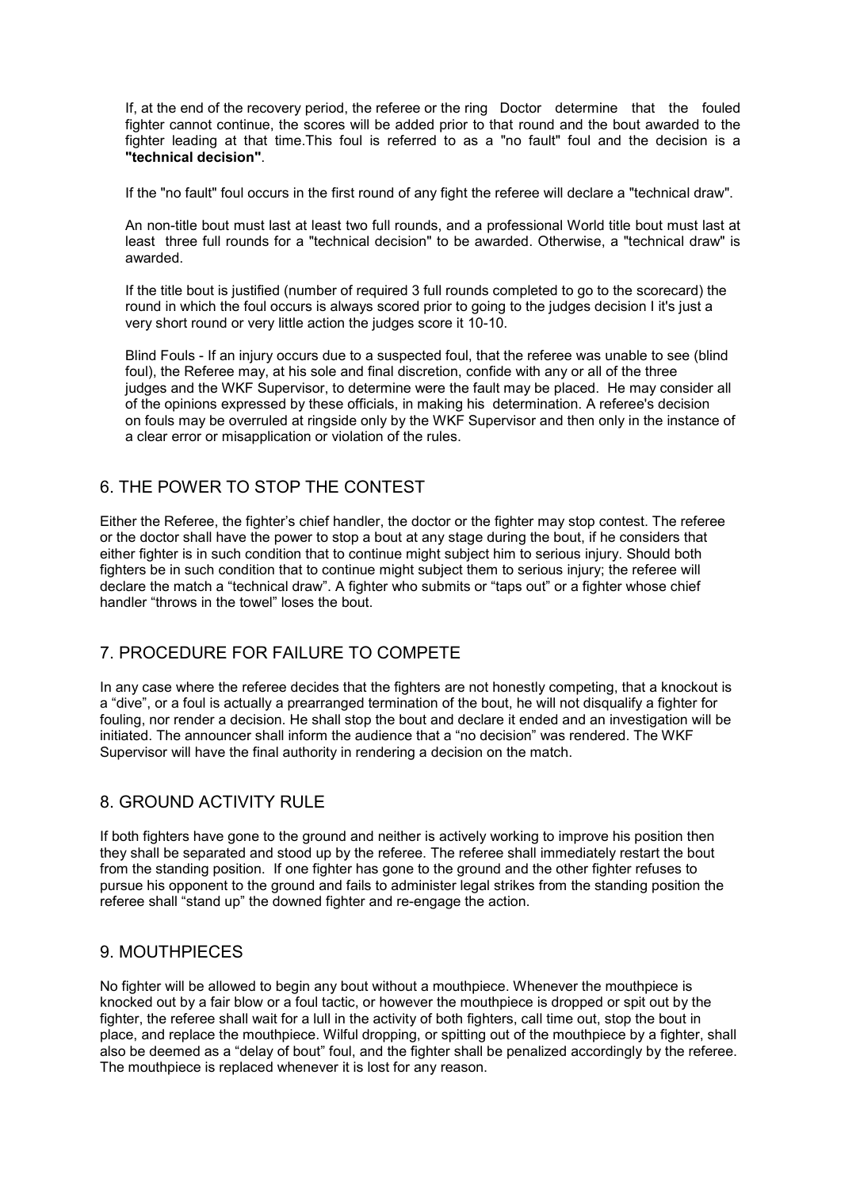If, at the end of the recovery period, the referee or the ring Doctor determine that the fouled fighter cannot continue, the scores will be added prior to that round and the bout awarded to the fighter leading at that time.This foul is referred to as a "no fault" foul and the decision is a **"technical decision"**.

If the "no fault" foul occurs in the first round of any fight the referee will declare a "technical draw".

An non-title bout must last at least two full rounds, and a professional World title bout must last at least three full rounds for a "technical decision" to be awarded. Otherwise, a "technical draw" is awarded.

If the title bout is justified (number of required 3 full rounds completed to go to the scorecard) the round in which the foul occurs is always scored prior to going to the judges decision I it's just a very short round or very little action the judges score it 10-10.

Blind Fouls - If an injury occurs due to a suspected foul, that the referee was unable to see (blind foul), the Referee may, at his sole and final discretion, confide with any or all of the three judges and the WKF Supervisor, to determine were the fault may be placed. He may consider all of the opinions expressed by these officials, in making his determination. A referee's decision on fouls may be overruled at ringside only by the WKF Supervisor and then only in the instance of a clear error or misapplication or violation of the rules.

## 6. THE POWER TO STOP THE CONTEST

Either the Referee, the fighter's chief handler, the doctor or the fighter may stop contest. The referee or the doctor shall have the power to stop a bout at any stage during the bout, if he considers that either fighter is in such condition that to continue might subject him to serious injury. Should both fighters be in such condition that to continue might subject them to serious injury; the referee will declare the match a "technical draw". A fighter who submits or "taps out" or a fighter whose chief handler "throws in the towel" loses the bout.

## 7. PROCEDURE FOR FAILURE TO COMPETE

In any case where the referee decides that the fighters are not honestly competing, that a knockout is a "dive", or a foul is actually a prearranged termination of the bout, he will not disqualify a fighter for fouling, nor render a decision. He shall stop the bout and declare it ended and an investigation will be initiated. The announcer shall inform the audience that a "no decision" was rendered. The WKF Supervisor will have the final authority in rendering a decision on the match.

## 8. GROUND ACTIVITY RULE

If both fighters have gone to the ground and neither is actively working to improve his position then they shall be separated and stood up by the referee. The referee shall immediately restart the bout from the standing position. If one fighter has gone to the ground and the other fighter refuses to pursue his opponent to the ground and fails to administer legal strikes from the standing position the referee shall "stand up" the downed fighter and re-engage the action.

## 9. MOUTHPIECES

No fighter will be allowed to begin any bout without a mouthpiece. Whenever the mouthpiece is knocked out by a fair blow or a foul tactic, or however the mouthpiece is dropped or spit out by the fighter, the referee shall wait for a lull in the activity of both fighters, call time out, stop the bout in place, and replace the mouthpiece. Wilful dropping, or spitting out of the mouthpiece by a fighter, shall also be deemed as a "delay of bout" foul, and the fighter shall be penalized accordingly by the referee. The mouthpiece is replaced whenever it is lost for any reason.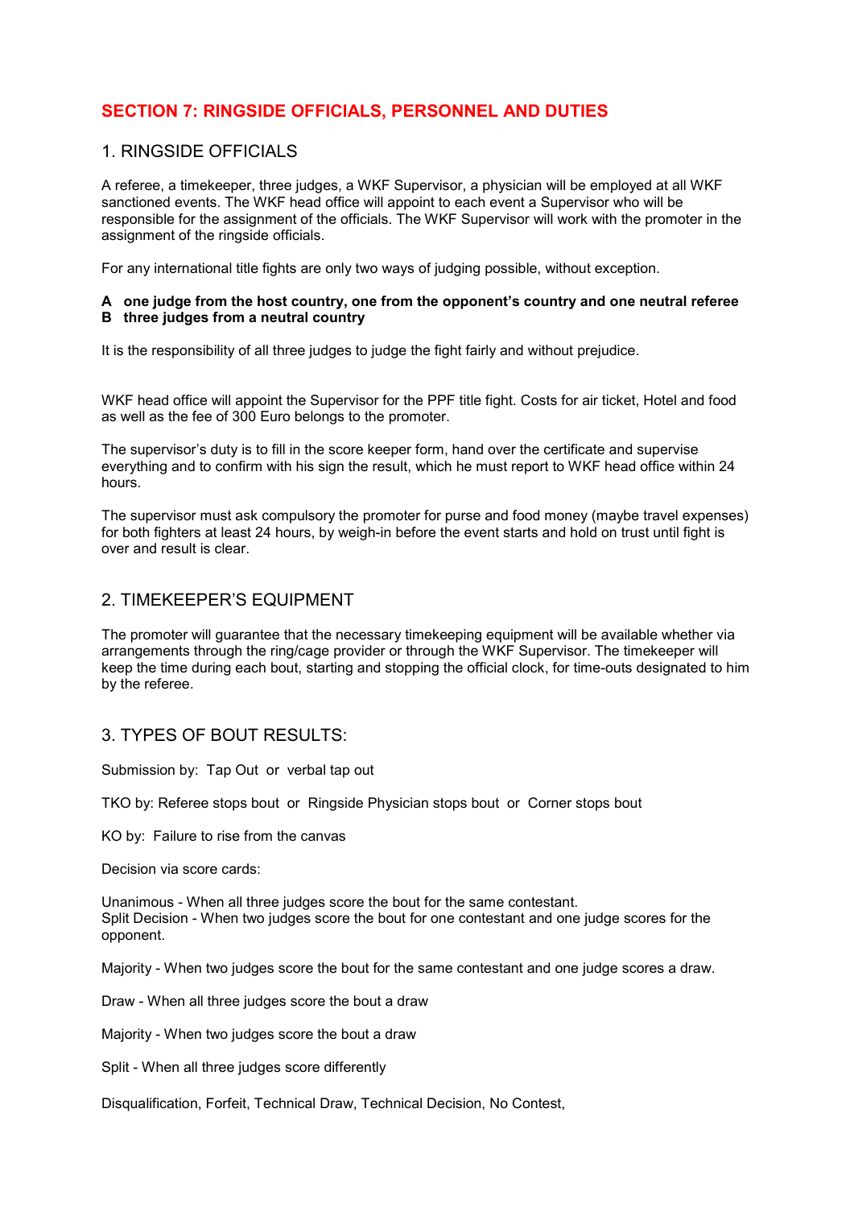# SECTION 7: RINGSIDE OFFICIALS, PERSONNEL AND DUTIES

## 1. RINGSIDE OFFICIALS

A referee, a timekeeper, three judges, a WKF Supervisor, a physician will be employed at all WKF sanctioned events. The WKF head office will appoint to each event a Supervisor who will be responsible for the assignment of the officials. The WKF Supervisor will work with the promoter in the assignment of the ringside officials.

For any international title fights are only two ways of judging possible, without exception.

**A one judge from the host country, one from the opponent's country and one neutral referee**
**B three judges from a neutral country**

It is the responsibility of all three judges to judge the fight fairly and without prejudice.

WKF head office will appoint the Supervisor for the PPF title fight. Costs for air ticket, Hotel and food as well as the fee of 300 Euro belongs to the promoter.

The supervisor's duty is to fill in the score keeper form, hand over the certificate and supervise everything and to confirm with his sign the result, which he must report to WKF head office within 24 hours.

The supervisor must ask compulsory the promoter for purse and food money (maybe travel expenses) for both fighters at least 24 hours, by weigh-in before the event starts and hold on trust until fight is over and result is clear.

## 2. TIMEKEEPER'S EQUIPMENT

The promoter will guarantee that the necessary timekeeping equipment will be available whether via arrangements through the ring/cage provider or through the WKF Supervisor. The timekeeper will keep the time during each bout, starting and stopping the official clock, for time-outs designated to him by the referee.

## 3. TYPES OF BOUT RESULTS:

Submission by: Tap Out or verbal tap out

TKO by: Referee stops bout or Ringside Physician stops bout or Corner stops bout

KO by: Failure to rise from the canvas

Decision via score cards:

Unanimous - When all three judges score the bout for the same contestant.
Split Decision - When two judges score the bout for one contestant and one judge scores for the opponent.

Majority - When two judges score the bout for the same contestant and one judge scores a draw.

Draw - When all three judges score the bout a draw

Majority - When two judges score the bout a draw

Split - When all three judges score differently

Disqualification, Forfeit, Technical Draw, Technical Decision, No Contest,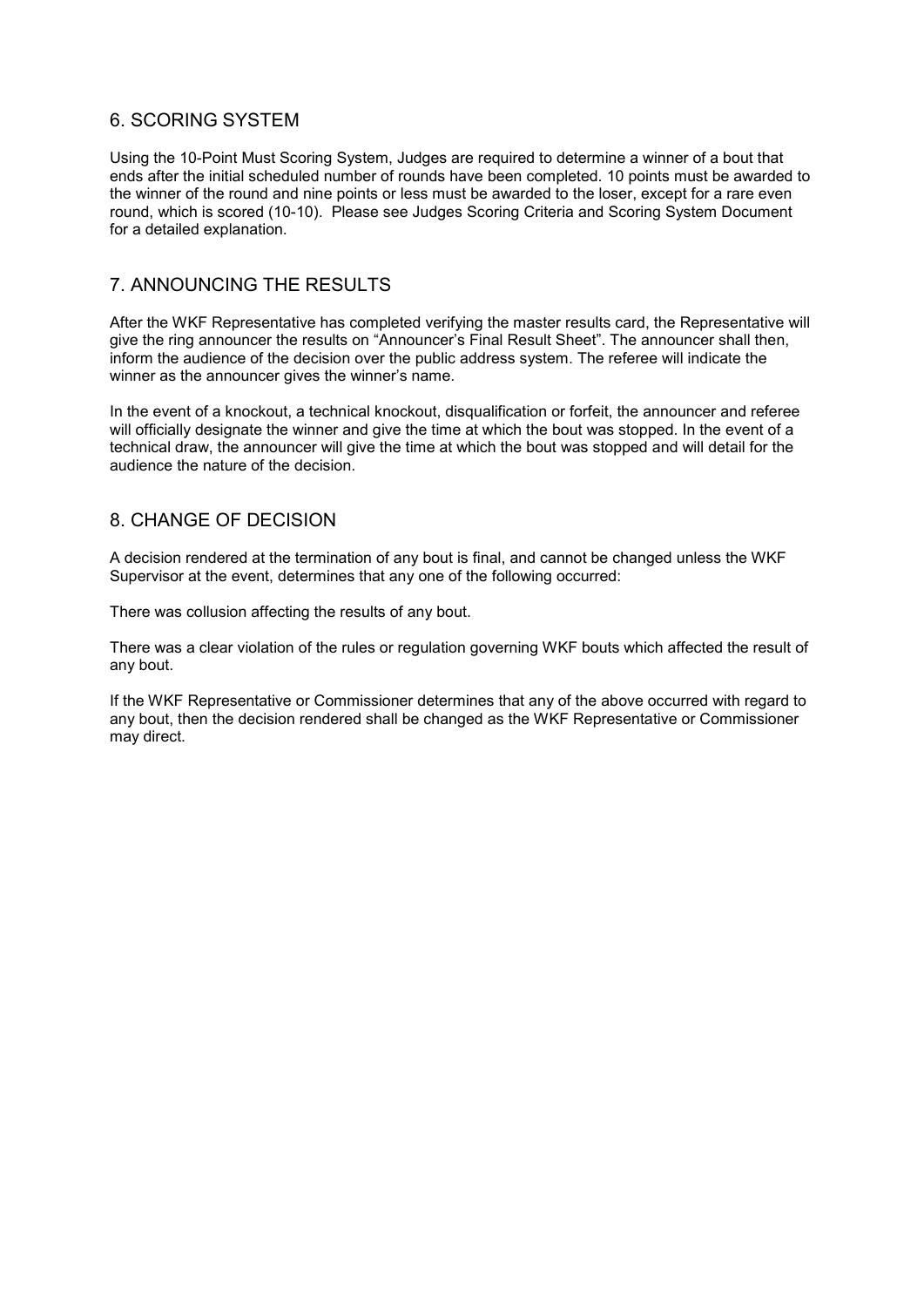## 6. SCORING SYSTEM

Using the 10-Point Must Scoring System, Judges are required to determine a winner of a bout that ends after the initial scheduled number of rounds have been completed. 10 points must be awarded to the winner of the round and nine points or less must be awarded to the loser, except for a rare even round, which is scored (10-10). Please see Judges Scoring Criteria and Scoring System Document for a detailed explanation.

## 7. ANNOUNCING THE RESULTS

After the WKF Representative has completed verifying the master results card, the Representative will give the ring announcer the results on "Announcer's Final Result Sheet". The announcer shall then, inform the audience of the decision over the public address system. The referee will indicate the winner as the announcer gives the winner's name.

In the event of a knockout, a technical knockout, disqualification or forfeit, the announcer and referee will officially designate the winner and give the time at which the bout was stopped. In the event of a technical draw, the announcer will give the time at which the bout was stopped and will detail for the audience the nature of the decision.

## 8. CHANGE OF DECISION

A decision rendered at the termination of any bout is final, and cannot be changed unless the WKF Supervisor at the event, determines that any one of the following occurred:

There was collusion affecting the results of any bout.

There was a clear violation of the rules or regulation governing WKF bouts which affected the result of any bout.

If the WKF Representative or Commissioner determines that any of the above occurred with regard to any bout, then the decision rendered shall be changed as the WKF Representative or Commissioner may direct.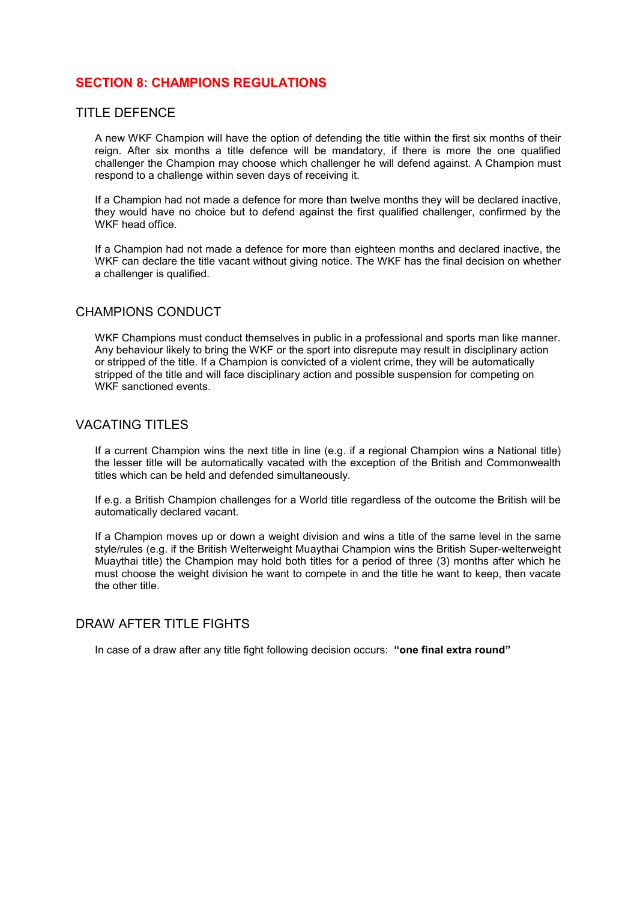# SECTION 8: CHAMPIONS REGULATIONS

## TITLE DEFENCE

A new WKF Champion will have the option of defending the title within the first six months of their reign. After six months a title defence will be mandatory, if there is more the one qualified challenger the Champion may choose which challenger he will defend against. A Champion must respond to a challenge within seven days of receiving it.

If a Champion had not made a defence for more than twelve months they will be declared inactive, they would have no choice but to defend against the first qualified challenger, confirmed by the WKF head office.

If a Champion had not made a defence for more than eighteen months and declared inactive, the WKF can declare the title vacant without giving notice. The WKF has the final decision on whether a challenger is qualified.

## CHAMPIONS CONDUCT

WKF Champions must conduct themselves in public in a professional and sports man like manner. Any behaviour likely to bring the WKF or the sport into disrepute may result in disciplinary action or stripped of the title. If a Champion is convicted of a violent crime, they will be automatically stripped of the title and will face disciplinary action and possible suspension for competing on WKF sanctioned events.

## VACATING TITLES

If a current Champion wins the next title in line (e.g. if a regional Champion wins a National title) the lesser title will be automatically vacated with the exception of the British and Commonwealth titles which can be held and defended simultaneously.

If e.g. a British Champion challenges for a World title regardless of the outcome the British will be automatically declared vacant.

If a Champion moves up or down a weight division and wins a title of the same level in the same style/rules (e.g. if the British Welterweight Muaythai Champion wins the British Super-welterweight Muaythai title) the Champion may hold both titles for a period of three (3) months after which he must choose the weight division he want to compete in and the title he want to keep, then vacate the other title.

## DRAW AFTER TITLE FIGHTS

In case of a draw after any title fight following decision occurs: **"one final extra round"**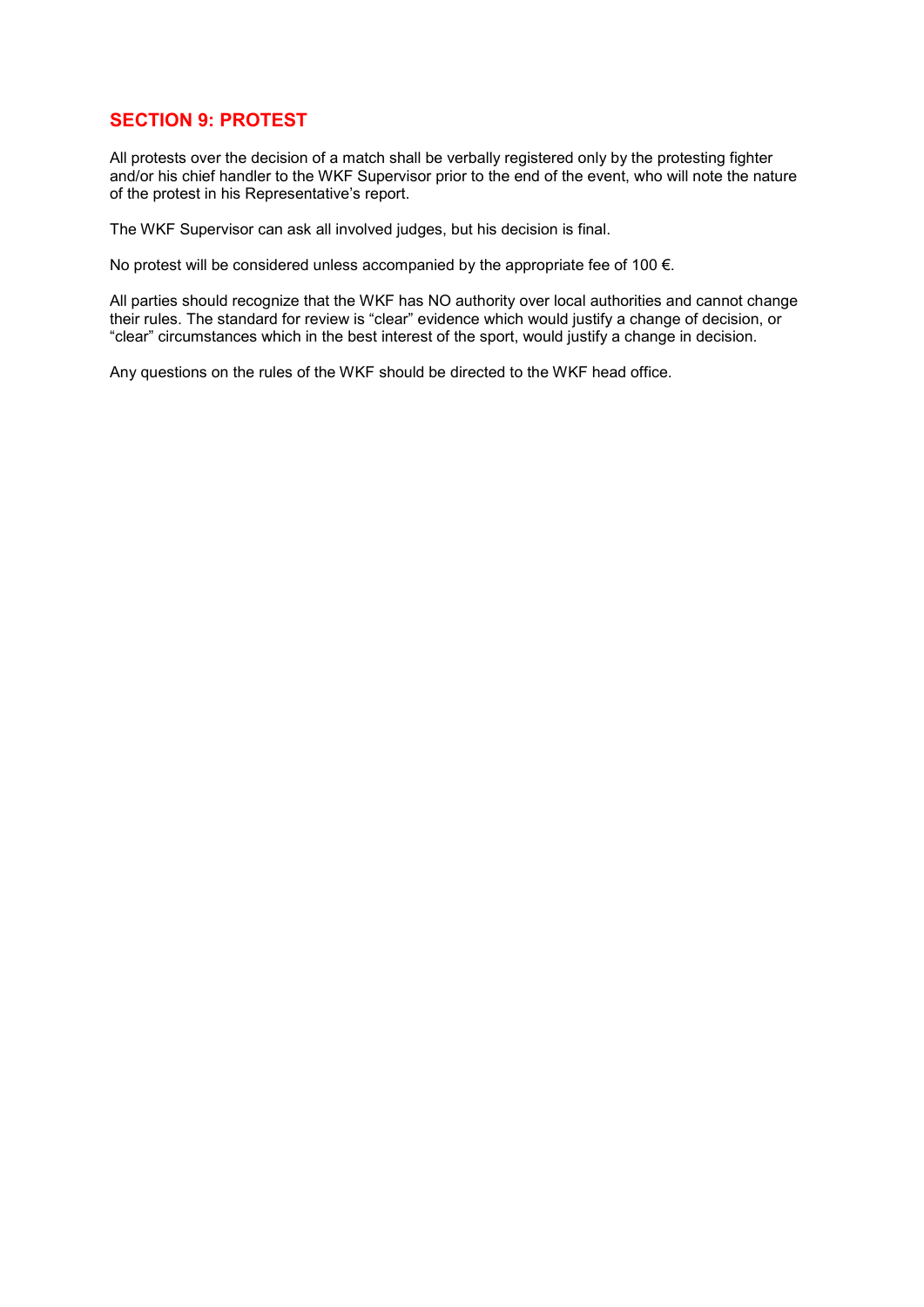## SECTION 9: PROTEST

All protests over the decision of a match shall be verbally registered only by the protesting fighter and/or his chief handler to the WKF Supervisor prior to the end of the event, who will note the nature of the protest in his Representative's report.

The WKF Supervisor can ask all involved judges, but his decision is final.

No protest will be considered unless accompanied by the appropriate fee of 100 €.

All parties should recognize that the WKF has NO authority over local authorities and cannot change their rules. The standard for review is "clear" evidence which would justify a change of decision, or "clear" circumstances which in the best interest of the sport, would justify a change in decision.

Any questions on the rules of the WKF should be directed to the WKF head office.